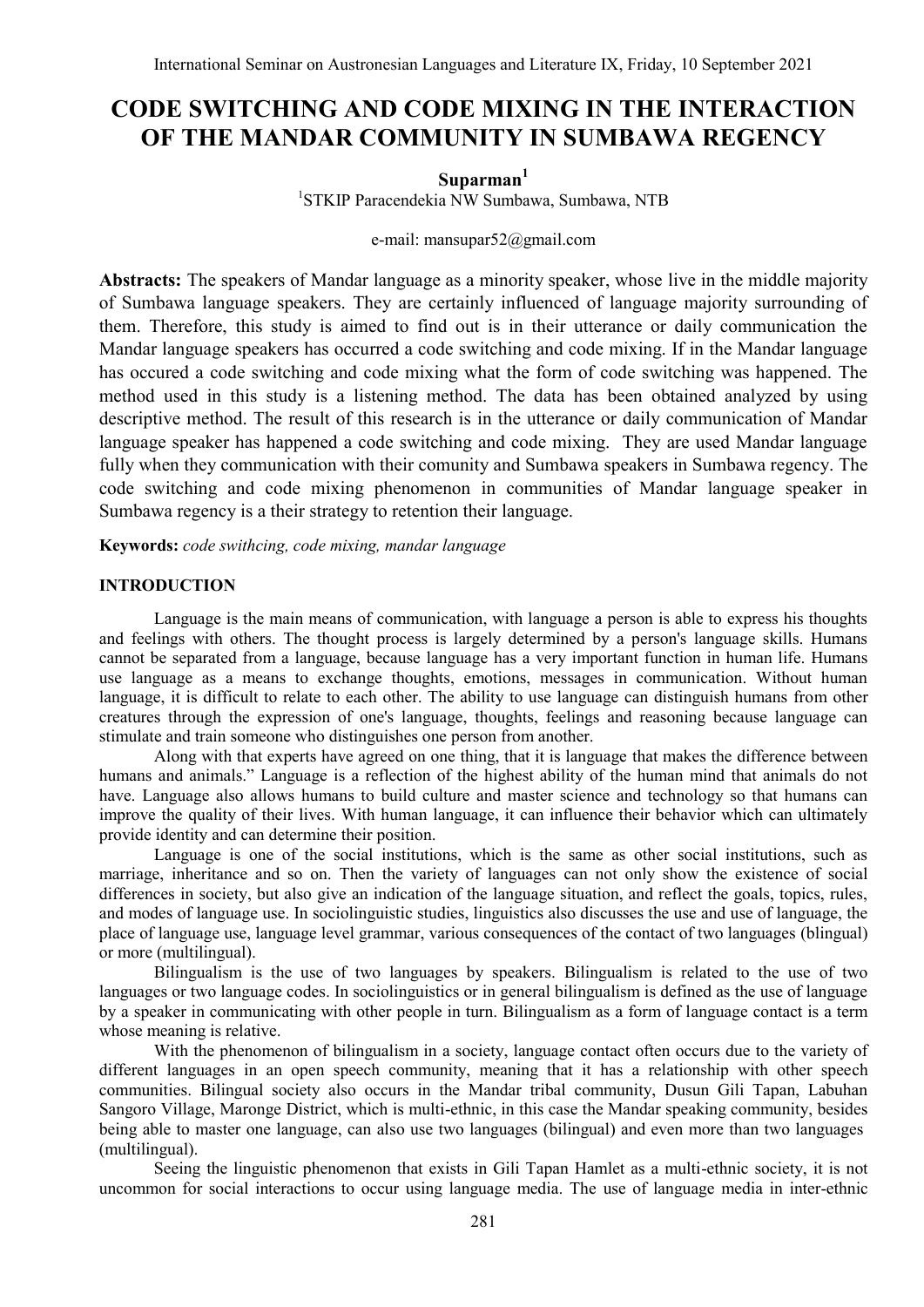# CODE SWITCHING AND CODE MIXING IN THE INTERACTION OF THE MANDAR COMMUNITY IN SUMBAWA REGENCY

**Suparman**[1]

[1]STKIP Paracendekia NW Sumbawa, Sumbawa, NTB

e-mail: mansupar52@gmail.com

**Abstracts:** The speakers of Mandar language as a minority speaker, whose live in the middle majority of Sumbawa language speakers. They are certainly influenced of language majority surrounding of them. Therefore, this study is aimed to find out is in their utterance or daily communication the Mandar language speakers has occurred a code switching and code mixing. If in the Mandar language has occured a code switching and code mixing what the form of code switching was happened. The method used in this study is a listening method. The data has been obtained analyzed by using descriptive method. The result of this research is in the utterance or daily communication of Mandar language speaker has happened a code switching and code mixing. They are used Mandar language fully when they communication with their comunity and Sumbawa speakers in Sumbawa regency. The code switching and code mixing phenomenon in communities of Mandar language speaker in Sumbawa regency is a their strategy to retention their language.

**Keywords:** *code swithcing, code mixing, mandar language*

## INTRODUCTION

Language is the main means of communication, with language a person is able to express his thoughts and feelings with others. The thought process is largely determined by a person's language skills. Humans cannot be separated from a language, because language has a very important function in human life. Humans use language as a means to exchange thoughts, emotions, messages in communication. Without human language, it is difficult to relate to each other. The ability to use language can distinguish humans from other creatures through the expression of one's language, thoughts, feelings and reasoning because language can stimulate and train someone who distinguishes one person from another.

Along with that experts have agreed on one thing, that it is language that makes the difference between humans and animals." Language is a reflection of the highest ability of the human mind that animals do not have. Language also allows humans to build culture and master science and technology so that humans can improve the quality of their lives. With human language, it can influence their behavior which can ultimately provide identity and can determine their position.

Language is one of the social institutions, which is the same as other social institutions, such as marriage, inheritance and so on. Then the variety of languages can not only show the existence of social differences in society, but also give an indication of the language situation, and reflect the goals, topics, rules, and modes of language use. In sociolinguistic studies, linguistics also discusses the use and use of language, the place of language use, language level grammar, various consequences of the contact of two languages (blingual) or more (multilingual).

Bilingualism is the use of two languages by speakers. Bilingualism is related to the use of two languages or two language codes. In sociolinguistics or in general bilingualism is defined as the use of language by a speaker in communicating with other people in turn. Bilingualism as a form of language contact is a term whose meaning is relative.

With the phenomenon of bilingualism in a society, language contact often occurs due to the variety of different languages in an open speech community, meaning that it has a relationship with other speech communities. Bilingual society also occurs in the Mandar tribal community, Dusun Gili Tapan, Labuhan Sangoro Village, Maronge District, which is multi-ethnic, in this case the Mandar speaking community, besides being able to master one language, can also use two languages (bilingual) and even more than two languages (multilingual).

Seeing the linguistic phenomenon that exists in Gili Tapan Hamlet as a multi-ethnic society, it is not uncommon for social interactions to occur using language media. The use of language media in inter-ethnic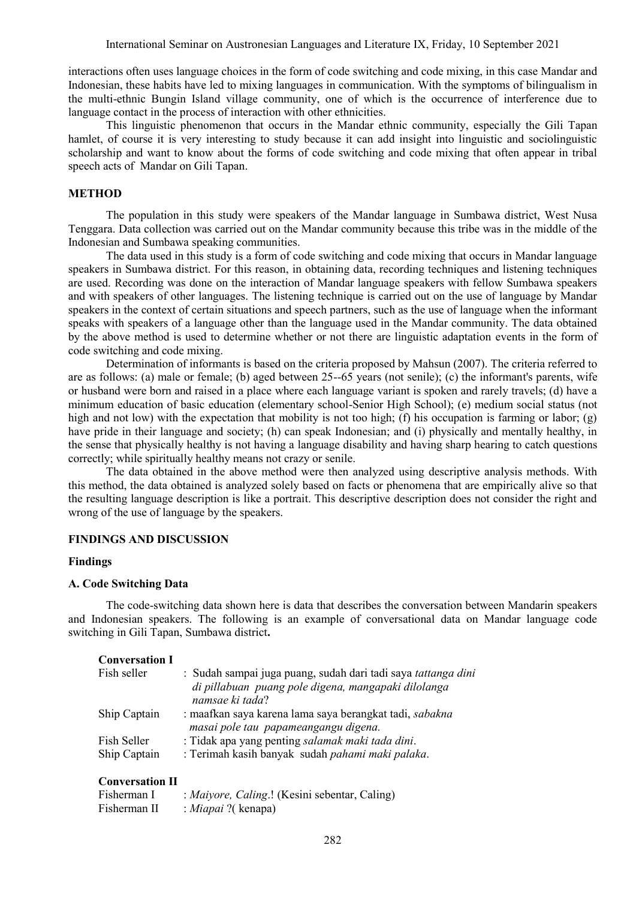interactions often uses language choices in the form of code switching and code mixing, in this case Mandar and Indonesian, these habits have led to mixing languages in communication. With the symptoms of bilingualism in the multi-ethnic Bungin Island village community, one of which is the occurrence of interference due to language contact in the process of interaction with other ethnicities.

This linguistic phenomenon that occurs in the Mandar ethnic community, especially the Gili Tapan hamlet, of course it is very interesting to study because it can add insight into linguistic and sociolinguistic scholarship and want to know about the forms of code switching and code mixing that often appear in tribal speech acts of Mandar on Gili Tapan.

## METHOD

The population in this study were speakers of the Mandar language in Sumbawa district, West Nusa Tenggara. Data collection was carried out on the Mandar community because this tribe was in the middle of the Indonesian and Sumbawa speaking communities.

The data used in this study is a form of code switching and code mixing that occurs in Mandar language speakers in Sumbawa district. For this reason, in obtaining data, recording techniques and listening techniques are used. Recording was done on the interaction of Mandar language speakers with fellow Sumbawa speakers and with speakers of other languages. The listening technique is carried out on the use of language by Mandar speakers in the context of certain situations and speech partners, such as the use of language when the informant speaks with speakers of a language other than the language used in the Mandar community. The data obtained by the above method is used to determine whether or not there are linguistic adaptation events in the form of code switching and code mixing.

Determination of informants is based on the criteria proposed by Mahsun (2007). The criteria referred to are as follows: (a) male or female; (b) aged between 25--65 years (not senile); (c) the informant's parents, wife or husband were born and raised in a place where each language variant is spoken and rarely travels; (d) have a minimum education of basic education (elementary school-Senior High School); (e) medium social status (not high and not low) with the expectation that mobility is not too high; (f) his occupation is farming or labor; (g) have pride in their language and society; (h) can speak Indonesian; and (i) physically and mentally healthy, in the sense that physically healthy is not having a language disability and having sharp hearing to catch questions correctly; while spiritually healthy means not crazy or senile.

The data obtained in the above method were then analyzed using descriptive analysis methods. With this method, the data obtained is analyzed solely based on facts or phenomena that are empirically alive so that the resulting language description is like a portrait. This descriptive description does not consider the right and wrong of the use of language by the speakers.

## FINDINGS AND DISCUSSION

### Findings

### A. Code Switching Data

The code-switching data shown here is data that describes the conversation between Mandarin speakers and Indonesian speakers. The following is an example of conversational data on Mandar language code switching in Gili Tapan, Sumbawa district**.**

**Conversation I**

Fish seller : Sudah sampai juga puang, sudah dari tadi saya *tattanga dini di pillabuan puang pole digena, mangapaki dilolanga namsae ki tada*?

Ship Captain : maafkan saya karena lama saya berangkat tadi, *sabakna masai pole tau papameangangu digena.*

Fish Seller : Tidak apa yang penting *salamak maki tada dini*.

Ship Captain : Terimah kasih banyak sudah *pahami maki palaka*.

**Conversation II**

Fisherman I : *Maiyore, Caling*.! (Kesini sebentar, Caling)

Fisherman II : *Miapai* ?( kenapa)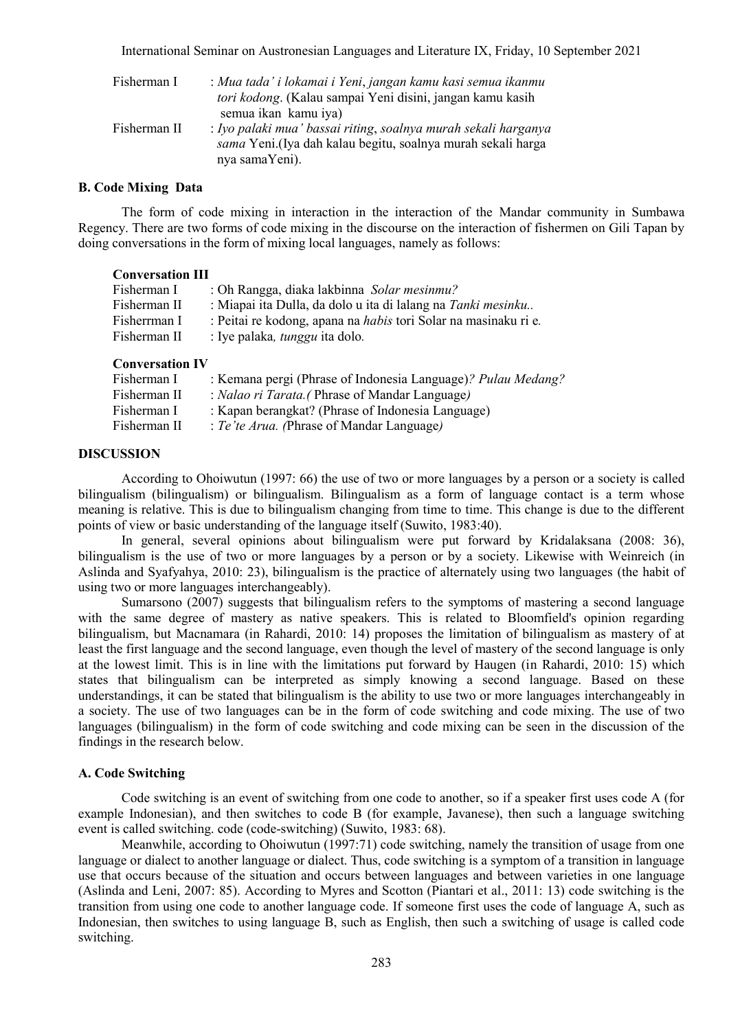Fisherman I : *Mua tada' i lokamai i Yeni*, *jangan kamu kasi semua ikanmu tori kodong*. (Kalau sampai Yeni disini, jangan kamu kasih semua ikan kamu iya)

Fisherman II : *Iyo palaki mua' bassai riting*, *soalnya murah sekali harganya sama* Yeni.(Iya dah kalau begitu, soalnya murah sekali harga nya samaYeni).

### B. Code Mixing Data

The form of code mixing in interaction in the interaction of the Mandar community in Sumbawa Regency. There are two forms of code mixing in the discourse on the interaction of fishermen on Gili Tapan by doing conversations in the form of mixing local languages, namely as follows:

**Conversation III**

Fisherman I : Oh Rangga, diaka lakbinna *Solar mesinmu?*

Fisherman II : Miapai ita Dulla, da dolo u ita di lalang na *Tanki mesinku..*

Fisherrman I : Peitai re kodong, apana na *habis* tori Solar na masinaku ri e.

Fisherman II : Iye palaka*, tunggu* ita dolo.

**Conversation IV**

Fisherman I : Kemana pergi (Phrase of Indonesia Language)*? Pulau Medang?*

Fisherman II : *Nalao ri Tarata.(* Phrase of Mandar Language*)*

Fisherman I : Kapan berangkat? (Phrase of Indonesia Language)

Fisherman II : *Te'te Arua. (*Phrase of Mandar Language*)*

## DISCUSSION

According to Ohoiwutun (1997: 66) the use of two or more languages by a person or a society is called bilingualism (bilingualism) or bilingualism. Bilingualism as a form of language contact is a term whose meaning is relative. This is due to bilingualism changing from time to time. This change is due to the different points of view or basic understanding of the language itself (Suwito, 1983:40).

In general, several opinions about bilingualism were put forward by Kridalaksana (2008: 36), bilingualism is the use of two or more languages by a person or by a society. Likewise with Weinreich (in Aslinda and Syafyahya, 2010: 23), bilingualism is the practice of alternately using two languages (the habit of using two or more languages interchangeably).

Sumarsono (2007) suggests that bilingualism refers to the symptoms of mastering a second language with the same degree of mastery as native speakers. This is related to Bloomfield's opinion regarding bilingualism, but Macnamara (in Rahardi, 2010: 14) proposes the limitation of bilingualism as mastery of at least the first language and the second language, even though the level of mastery of the second language is only at the lowest limit. This is in line with the limitations put forward by Haugen (in Rahardi, 2010: 15) which states that bilingualism can be interpreted as simply knowing a second language. Based on these understandings, it can be stated that bilingualism is the ability to use two or more languages interchangeably in a society. The use of two languages can be in the form of code switching and code mixing. The use of two languages (bilingualism) in the form of code switching and code mixing can be seen in the discussion of the findings in the research below.

### A. Code Switching

Code switching is an event of switching from one code to another, so if a speaker first uses code A (for example Indonesian), and then switches to code B (for example, Javanese), then such a language switching event is called switching. code (code-switching) (Suwito, 1983: 68).

Meanwhile, according to Ohoiwutun (1997:71) code switching, namely the transition of usage from one language or dialect to another language or dialect. Thus, code switching is a symptom of a transition in language use that occurs because of the situation and occurs between languages and between varieties in one language (Aslinda and Leni, 2007: 85). According to Myres and Scotton (Piantari et al., 2011: 13) code switching is the transition from using one code to another language code. If someone first uses the code of language A, such as Indonesian, then switches to using language B, such as English, then such a switching of usage is called code switching.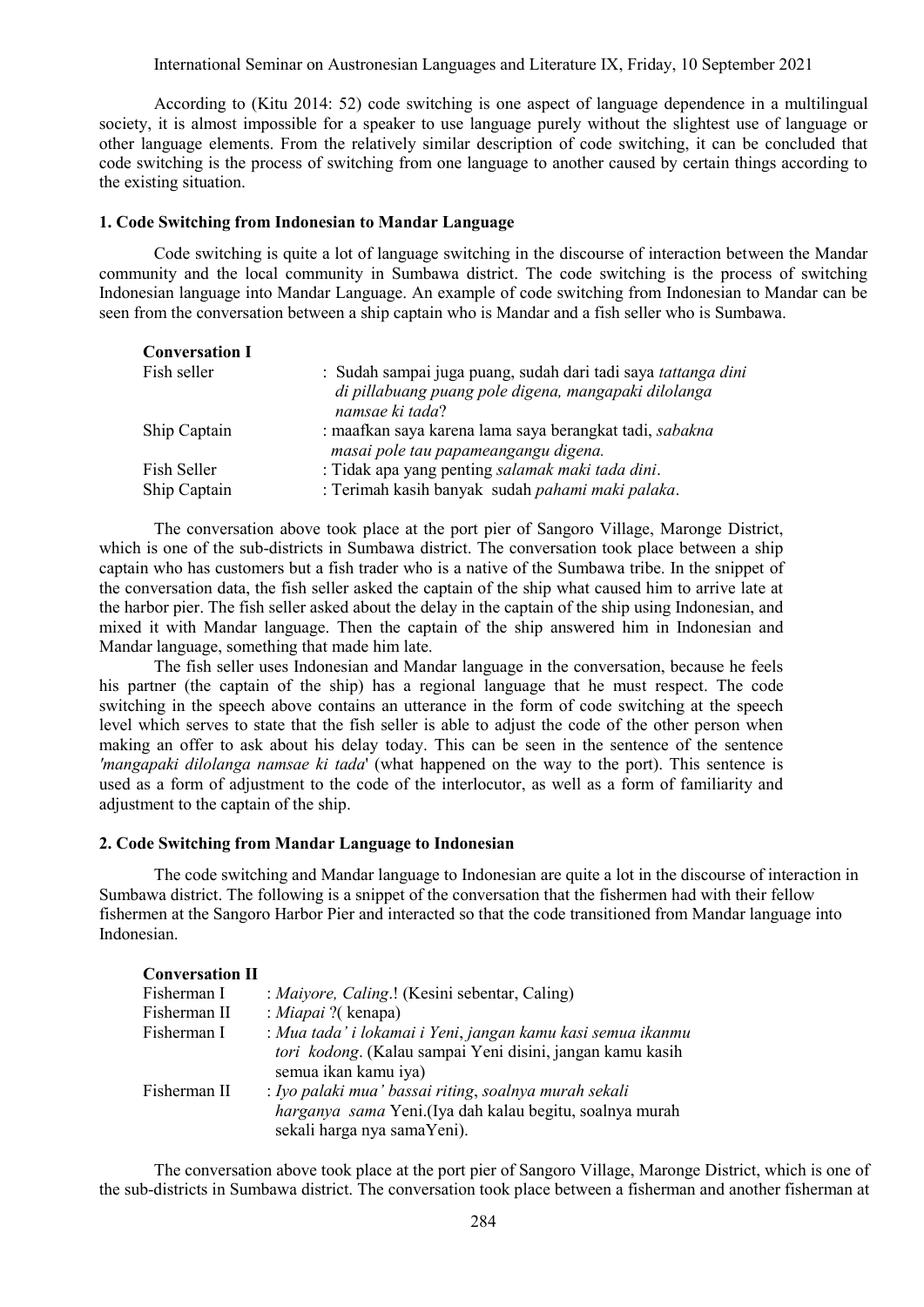According to (Kitu 2014: 52) code switching is one aspect of language dependence in a multilingual society, it is almost impossible for a speaker to use language purely without the slightest use of language or other language elements. From the relatively similar description of code switching, it can be concluded that code switching is the process of switching from one language to another caused by certain things according to the existing situation.

### 1. Code Switching from Indonesian to Mandar Language

Code switching is quite a lot of language switching in the discourse of interaction between the Mandar community and the local community in Sumbawa district. The code switching is the process of switching Indonesian language into Mandar Language. An example of code switching from Indonesian to Mandar can be seen from the conversation between a ship captain who is Mandar and a fish seller who is Sumbawa.

**Conversation I**

| | |
|---|---|
| Fish seller | : Sudah sampai juga puang, sudah dari tadi saya *tattanga dini di pillabuang puang pole digena, mangapaki dilolanga namsae ki tada*? |
| Ship Captain | : maafkan saya karena lama saya berangkat tadi, *sabakna masai pole tau papameangangu digena.* |
| Fish Seller | : Tidak apa yang penting *salamak maki tada dini*. |
| Ship Captain | : Terimah kasih banyak sudah *pahami maki palaka*. |

The conversation above took place at the port pier of Sangoro Village, Maronge District, which is one of the sub-districts in Sumbawa district. The conversation took place between a ship captain who has customers but a fish trader who is a native of the Sumbawa tribe. In the snippet of the conversation data, the fish seller asked the captain of the ship what caused him to arrive late at the harbor pier. The fish seller asked about the delay in the captain of the ship using Indonesian, and mixed it with Mandar language. Then the captain of the ship answered him in Indonesian and Mandar language, something that made him late.

The fish seller uses Indonesian and Mandar language in the conversation, because he feels his partner (the captain of the ship) has a regional language that he must respect. The code switching in the speech above contains an utterance in the form of code switching at the speech level which serves to state that the fish seller is able to adjust the code of the other person when making an offer to ask about his delay today. This can be seen in the sentence of the sentence *'mangapaki dilolanga namsae ki tada*' (what happened on the way to the port). This sentence is used as a form of adjustment to the code of the interlocutor, as well as a form of familiarity and adjustment to the captain of the ship.

### 2. Code Switching from Mandar Language to Indonesian

The code switching and Mandar language to Indonesian are quite a lot in the discourse of interaction in Sumbawa district. The following is a snippet of the conversation that the fishermen had with their fellow fishermen at the Sangoro Harbor Pier and interacted so that the code transitioned from Mandar language into Indonesian.

**Conversation II**

| | |
|---|---|
| Fisherman I | : *Maiyore, Caling*.! (Kesini sebentar, Caling) |
| Fisherman II | : *Miapai* ?( kenapa) |
| Fisherman I | : *Mua tada' i lokamai i Yeni*, *jangan kamu kasi semua ikanmu tori kodong*. (Kalau sampai Yeni disini, jangan kamu kasih semua ikan kamu iya) |
| Fisherman II | : *Iyo palaki mua' bassai riting*, *soalnya murah sekali harganya sama* Yeni.(Iya dah kalau begitu, soalnya murah sekali harga nya samaYeni). |

The conversation above took place at the port pier of Sangoro Village, Maronge District, which is one of the sub-districts in Sumbawa district. The conversation took place between a fisherman and another fisherman at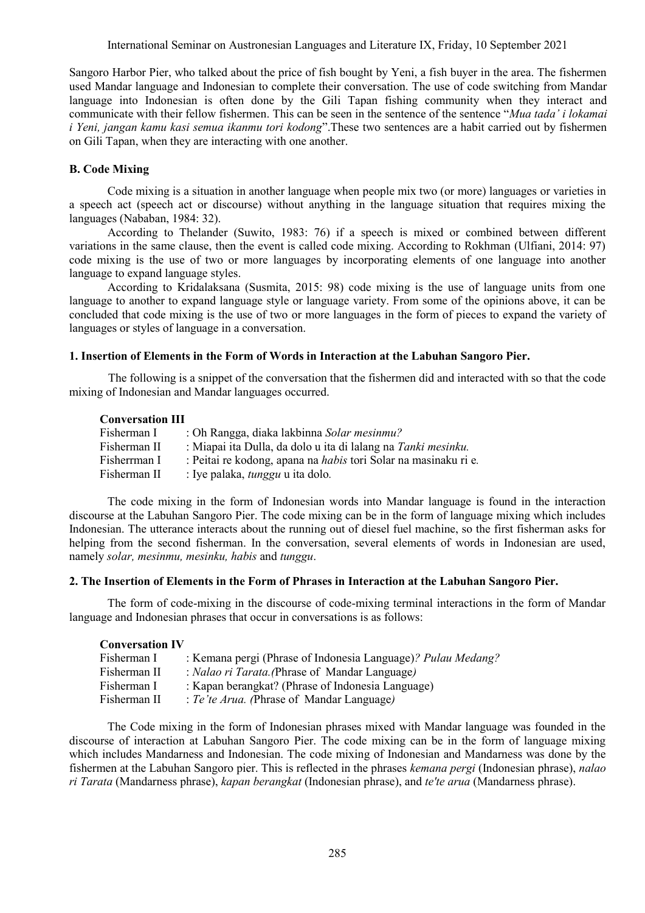Sangoro Harbor Pier, who talked about the price of fish bought by Yeni, a fish buyer in the area. The fishermen used Mandar language and Indonesian to complete their conversation. The use of code switching from Mandar language into Indonesian is often done by the Gili Tapan fishing community when they interact and communicate with their fellow fishermen. This can be seen in the sentence of the sentence "*Mua tada' i lokamai i Yeni, jangan kamu kasi semua ikanmu tori kodong*".These two sentences are a habit carried out by fishermen on Gili Tapan, when they are interacting with one another.

### B. Code Mixing

Code mixing is a situation in another language when people mix two (or more) languages or varieties in a speech act (speech act or discourse) without anything in the language situation that requires mixing the languages (Nababan, 1984: 32).

According to Thelander (Suwito, 1983: 76) if a speech is mixed or combined between different variations in the same clause, then the event is called code mixing. According to Rokhman (Ulfiani, 2014: 97) code mixing is the use of two or more languages by incorporating elements of one language into another language to expand language styles.

According to Kridalaksana (Susmita, 2015: 98) code mixing is the use of language units from one language to another to expand language style or language variety. From some of the opinions above, it can be concluded that code mixing is the use of two or more languages in the form of pieces to expand the variety of languages or styles of language in a conversation.

#### 1. Insertion of Elements in the Form of Words in Interaction at the Labuhan Sangoro Pier.

The following is a snippet of the conversation that the fishermen did and interacted with so that the code mixing of Indonesian and Mandar languages occurred.

**Conversation III**

Fisherman I : Oh Rangga, diaka lakbinna *Solar mesinmu?*
Fisherman II : Miapai ita Dulla, da dolo u ita di lalang na *Tanki mesinku.*
Fisherrman I : Peitai re kodong, apana na *habis* tori Solar na masinaku ri e.
Fisherman II : Iye palaka, *tunggu* u ita dolo.

The code mixing in the form of Indonesian words into Mandar language is found in the interaction discourse at the Labuhan Sangoro Pier. The code mixing can be in the form of language mixing which includes Indonesian. The utterance interacts about the running out of diesel fuel machine, so the first fisherman asks for helping from the second fisherman. In the conversation, several elements of words in Indonesian are used, namely *solar, mesinmu, mesinku, habis* and *tunggu*.

#### 2. The Insertion of Elements in the Form of Phrases in Interaction at the Labuhan Sangoro Pier.

The form of code-mixing in the discourse of code-mixing terminal interactions in the form of Mandar language and Indonesian phrases that occur in conversations is as follows:

**Conversation IV**

Fisherman I : Kemana pergi (Phrase of Indonesia Language)*? Pulau Medang?*
Fisherman II : *Nalao ri Tarata.(*Phrase of Mandar Language*)*
Fisherman I : Kapan berangkat? (Phrase of Indonesia Language)
Fisherman II : *Te'te Arua. (*Phrase of Mandar Language*)*

The Code mixing in the form of Indonesian phrases mixed with Mandar language was founded in the discourse of interaction at Labuhan Sangoro Pier. The code mixing can be in the form of language mixing which includes Mandarness and Indonesian. The code mixing of Indonesian and Mandarness was done by the fishermen at the Labuhan Sangoro pier. This is reflected in the phrases *kemana pergi* (Indonesian phrase), *nalao ri Tarata* (Mandarness phrase), *kapan berangkat* (Indonesian phrase), and *te'te arua* (Mandarness phrase).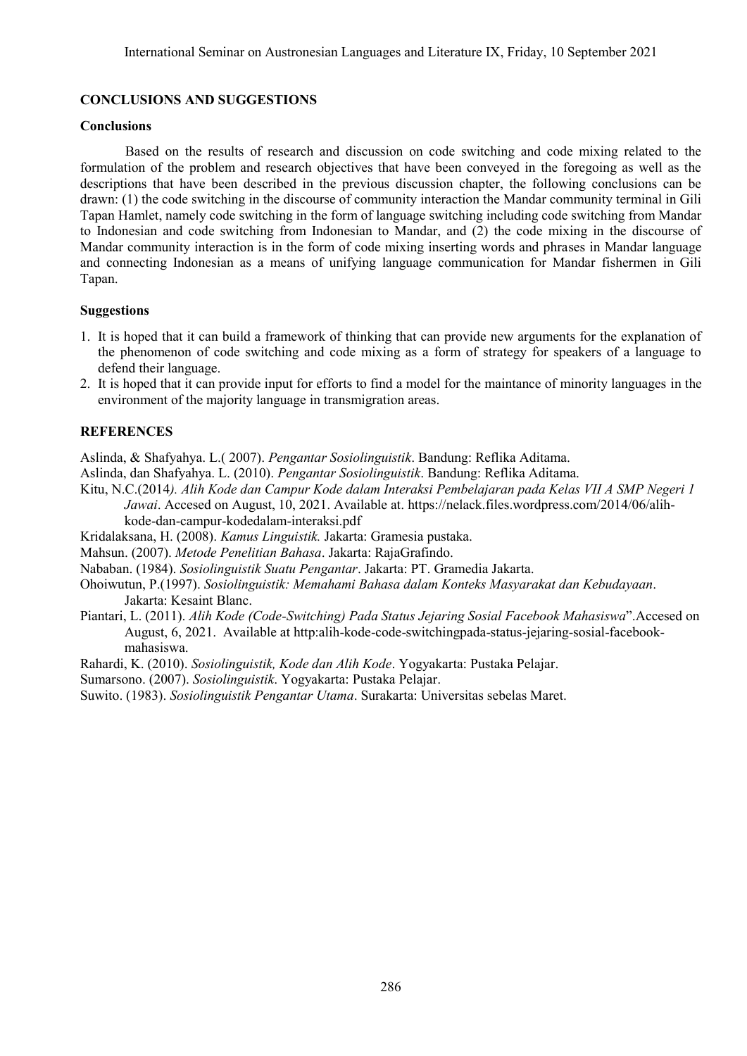## CONCLUSIONS AND SUGGESTIONS

### Conclusions

Based on the results of research and discussion on code switching and code mixing related to the formulation of the problem and research objectives that have been conveyed in the foregoing as well as the descriptions that have been described in the previous discussion chapter, the following conclusions can be drawn: (1) the code switching in the discourse of community interaction the Mandar community terminal in Gili Tapan Hamlet, namely code switching in the form of language switching including code switching from Mandar to Indonesian and code switching from Indonesian to Mandar, and (2) the code mixing in the discourse of Mandar community interaction is in the form of code mixing inserting words and phrases in Mandar language and connecting Indonesian as a means of unifying language communication for Mandar fishermen in Gili Tapan.

### Suggestions

1. It is hoped that it can build a framework of thinking that can provide new arguments for the explanation of the phenomenon of code switching and code mixing as a form of strategy for speakers of a language to defend their language.
2. It is hoped that it can provide input for efforts to find a model for the maintance of minority languages in the environment of the majority language in transmigration areas.

## REFERENCES

Aslinda, & Shafyahya. L.( 2007). *Pengantar Sosiolinguistik*. Bandung: Reflika Aditama.

Aslinda, dan Shafyahya. L. (2010). *Pengantar Sosiolinguistik*. Bandung: Reflika Aditama.

Kitu, N.C.(2014*). Alih Kode dan Campur Kode dalam Interaksi Pembelajaran pada Kelas VII A SMP Negeri 1 Jawai*. Accesed on August, 10, 2021. Available at. https://nelack.files.wordpress.com/2014/06/alih-kode-dan-campur-kodedalam-interaksi.pdf

Kridalaksana, H. (2008). *Kamus Linguistik.* Jakarta: Gramesia pustaka.

Mahsun. (2007). *Metode Penelitian Bahasa*. Jakarta: RajaGrafindo.

Nababan. (1984). *Sosiolinguistik Suatu Pengantar*. Jakarta: PT. Gramedia Jakarta.

Ohoiwutun, P.(1997). *Sosiolinguistik: Memahami Bahasa dalam Konteks Masyarakat dan Kebudayaan*. Jakarta: Kesaint Blanc.

Piantari, L. (2011). *Alih Kode (Code-Switching) Pada Status Jejaring Sosial Facebook Mahasiswa*".Accesed on August, 6, 2021. Available at http:alih-kode-code-switchingpada-status-jejaring-sosial-facebook-mahasiswa.

Rahardi, K. (2010). *Sosiolinguistik, Kode dan Alih Kode*. Yogyakarta: Pustaka Pelajar.

Sumarsono. (2007). *Sosiolinguistik*. Yogyakarta: Pustaka Pelajar.

Suwito. (1983). *Sosiolinguistik Pengantar Utama*. Surakarta: Universitas sebelas Maret.